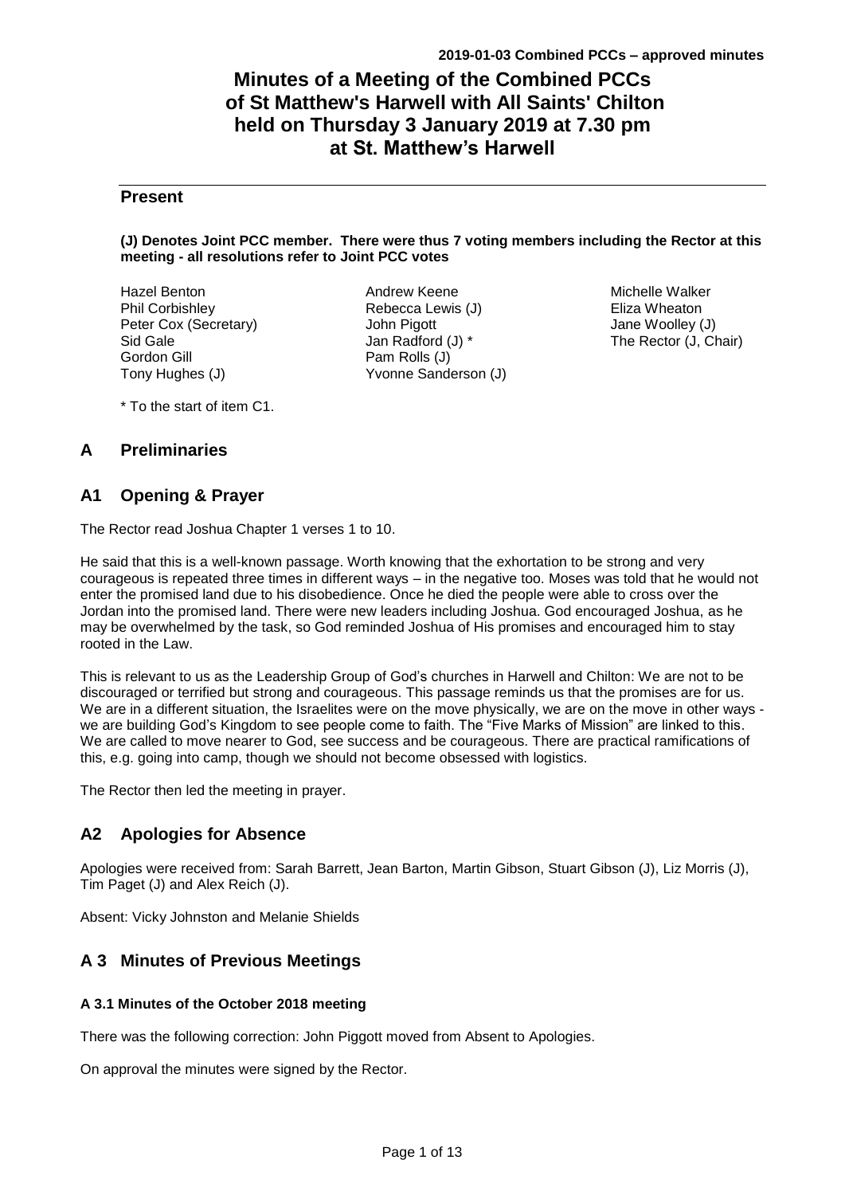# Minutes of a Meeting of the Combined PCCs of St Matthew's Harwell with All Saints' Chilton held on Thursday 3 January 2019 at 7.30 pm at St. Matthew's Harwell

## Present

**(J) Denotes Joint PCC member. There were thus 7 voting members including the Rector at this meeting - all resolutions refer to Joint PCC votes**

Hazel Benton
Phil Corbishley
Peter Cox (Secretary)
Sid Gale
Gordon Gill
Tony Hughes (J)
Andrew Keene
Rebecca Lewis (J)
John Pigott
Jan Radford (J) *
Pam Rolls (J)
Yvonne Sanderson (J)
Michelle Walker
Eliza Wheaton
Jane Woolley (J)
The Rector (J, Chair)

\* To the start of item C1.

## A Preliminaries

## A1 Opening & Prayer

The Rector read Joshua Chapter 1 verses 1 to 10.

He said that this is a well-known passage. Worth knowing that the exhortation to be strong and very courageous is repeated three times in different ways – in the negative too. Moses was told that he would not enter the promised land due to his disobedience. Once he died the people were able to cross over the Jordan into the promised land. There were new leaders including Joshua. God encouraged Joshua, as he may be overwhelmed by the task, so God reminded Joshua of His promises and encouraged him to stay rooted in the Law.

This is relevant to us as the Leadership Group of God's churches in Harwell and Chilton: We are not to be discouraged or terrified but strong and courageous. This passage reminds us that the promises are for us. We are in a different situation, the Israelites were on the move physically, we are on the move in other ways - we are building God's Kingdom to see people come to faith. The "Five Marks of Mission" are linked to this. We are called to move nearer to God, see success and be courageous. There are practical ramifications of this, e.g. going into camp, though we should not become obsessed with logistics.

The Rector then led the meeting in prayer.

## A2 Apologies for Absence

Apologies were received from: Sarah Barrett, Jean Barton, Martin Gibson, Stuart Gibson (J), Liz Morris (J), Tim Paget (J) and Alex Reich (J).

Absent: Vicky Johnston and Melanie Shields

## A 3 Minutes of Previous Meetings

### A 3.1 Minutes of the October 2018 meeting

There was the following correction: John Piggott moved from Absent to Apologies.

On approval the minutes were signed by the Rector.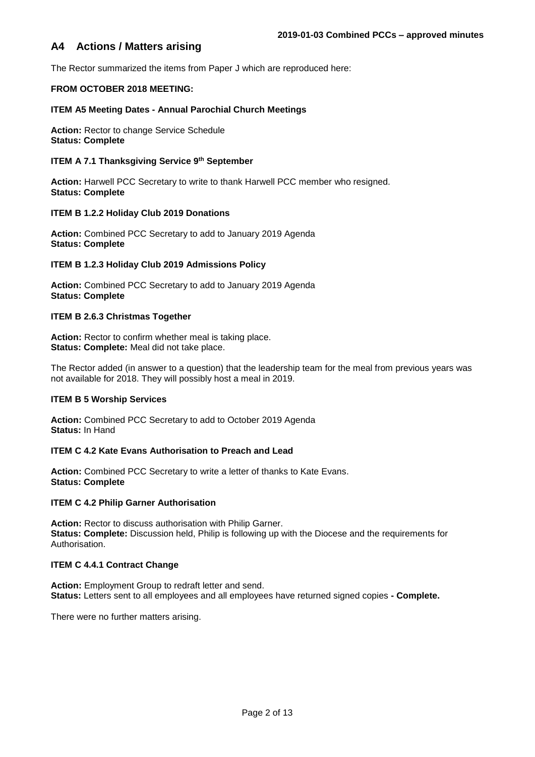## A4 Actions / Matters arising

The Rector summarized the items from Paper J which are reproduced here:

**FROM OCTOBER 2018 MEETING:**

**ITEM A5 Meeting Dates - Annual Parochial Church Meetings**

**Action:** Rector to change Service Schedule
**Status: Complete**

**ITEM A 7.1 Thanksgiving Service 9th September**

**Action:** Harwell PCC Secretary to write to thank Harwell PCC member who resigned.
**Status: Complete**

**ITEM B 1.2.2 Holiday Club 2019 Donations**

**Action:** Combined PCC Secretary to add to January 2019 Agenda
**Status: Complete**

**ITEM B 1.2.3 Holiday Club 2019 Admissions Policy**

**Action:** Combined PCC Secretary to add to January 2019 Agenda
**Status: Complete**

**ITEM B 2.6.3 Christmas Together**

**Action:** Rector to confirm whether meal is taking place.
**Status: Complete:** Meal did not take place.

The Rector added (in answer to a question) that the leadership team for the meal from previous years was not available for 2018. They will possibly host a meal in 2019.

**ITEM B 5 Worship Services**

**Action:** Combined PCC Secretary to add to October 2019 Agenda
**Status:** In Hand

**ITEM C 4.2 Kate Evans Authorisation to Preach and Lead**

**Action:** Combined PCC Secretary to write a letter of thanks to Kate Evans.
**Status: Complete**

**ITEM C 4.2 Philip Garner Authorisation**

**Action:** Rector to discuss authorisation with Philip Garner.
**Status: Complete:** Discussion held, Philip is following up with the Diocese and the requirements for Authorisation.

**ITEM C 4.4.1 Contract Change**

**Action:** Employment Group to redraft letter and send.
**Status:** Letters sent to all employees and all employees have returned signed copies **- Complete.**

There were no further matters arising.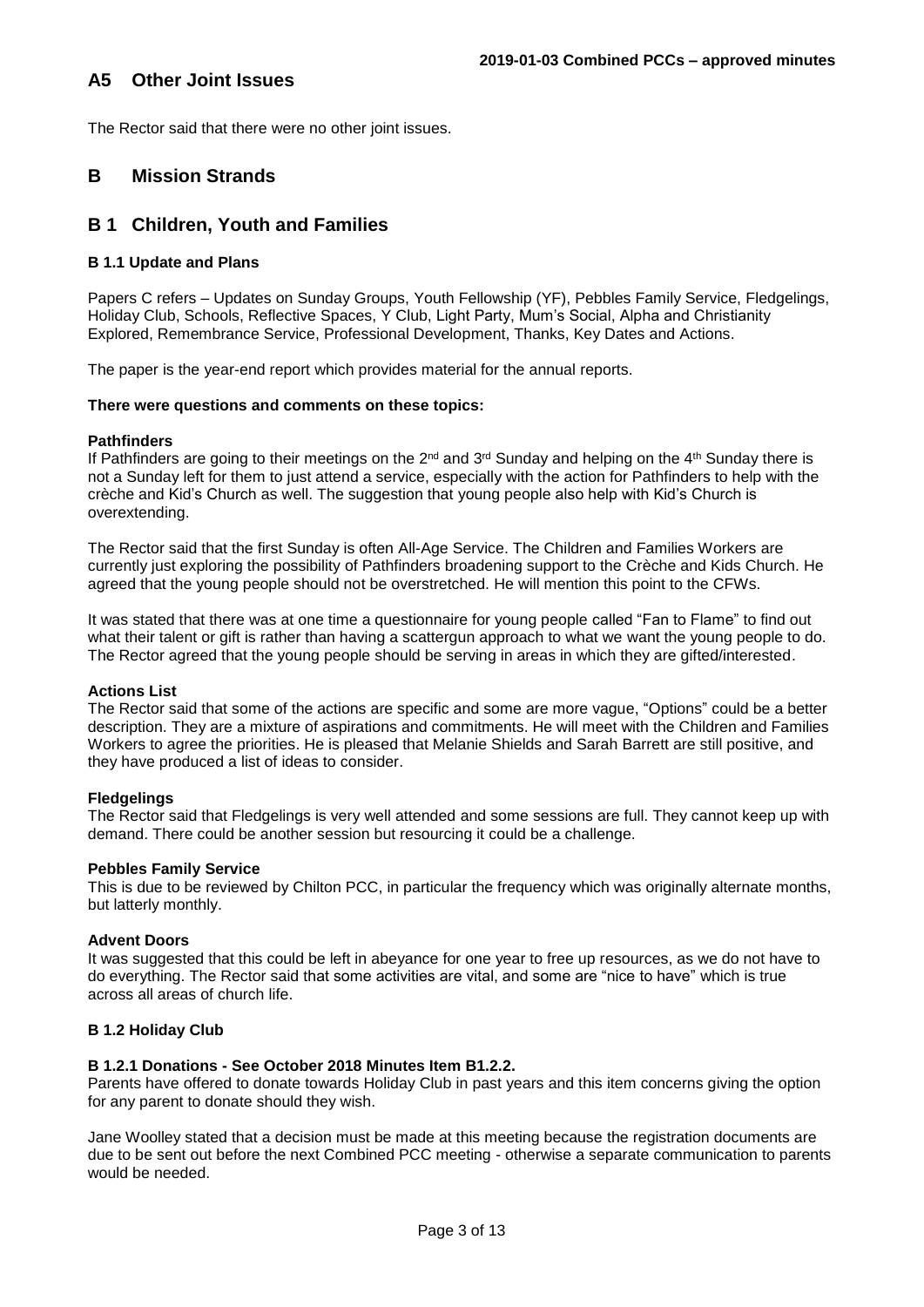## A5 Other Joint Issues

The Rector said that there were no other joint issues.

# B Mission Strands

## B 1 Children, Youth and Families

### B 1.1 Update and Plans

Papers C refers – Updates on Sunday Groups, Youth Fellowship (YF), Pebbles Family Service, Fledgelings, Holiday Club, Schools, Reflective Spaces, Y Club, Light Party, Mum's Social, Alpha and Christianity Explored, Remembrance Service, Professional Development, Thanks, Key Dates and Actions.

The paper is the year-end report which provides material for the annual reports.

**There were questions and comments on these topics:**

**Pathfinders**
If Pathfinders are going to their meetings on the 2nd and 3rd Sunday and helping on the 4th Sunday there is not a Sunday left for them to just attend a service, especially with the action for Pathfinders to help with the crèche and Kid's Church as well. The suggestion that young people also help with Kid's Church is overextending.

The Rector said that the first Sunday is often All-Age Service. The Children and Families Workers are currently just exploring the possibility of Pathfinders broadening support to the Crèche and Kids Church. He agreed that the young people should not be overstretched. He will mention this point to the CFWs.

It was stated that there was at one time a questionnaire for young people called "Fan to Flame" to find out what their talent or gift is rather than having a scattergun approach to what we want the young people to do. The Rector agreed that the young people should be serving in areas in which they are gifted/interested.

**Actions List**
The Rector said that some of the actions are specific and some are more vague, "Options" could be a better description. They are a mixture of aspirations and commitments. He will meet with the Children and Families Workers to agree the priorities. He is pleased that Melanie Shields and Sarah Barrett are still positive, and they have produced a list of ideas to consider.

**Fledgelings**
The Rector said that Fledgelings is very well attended and some sessions are full. They cannot keep up with demand. There could be another session but resourcing it could be a challenge.

**Pebbles Family Service**
This is due to be reviewed by Chilton PCC, in particular the frequency which was originally alternate months, but latterly monthly.

**Advent Doors**
It was suggested that this could be left in abeyance for one year to free up resources, as we do not have to do everything. The Rector said that some activities are vital, and some are "nice to have" which is true across all areas of church life.

### B 1.2 Holiday Club

**B 1.2.1 Donations - See October 2018 Minutes Item B1.2.2.**
Parents have offered to donate towards Holiday Club in past years and this item concerns giving the option for any parent to donate should they wish.

Jane Woolley stated that a decision must be made at this meeting because the registration documents are due to be sent out before the next Combined PCC meeting - otherwise a separate communication to parents would be needed.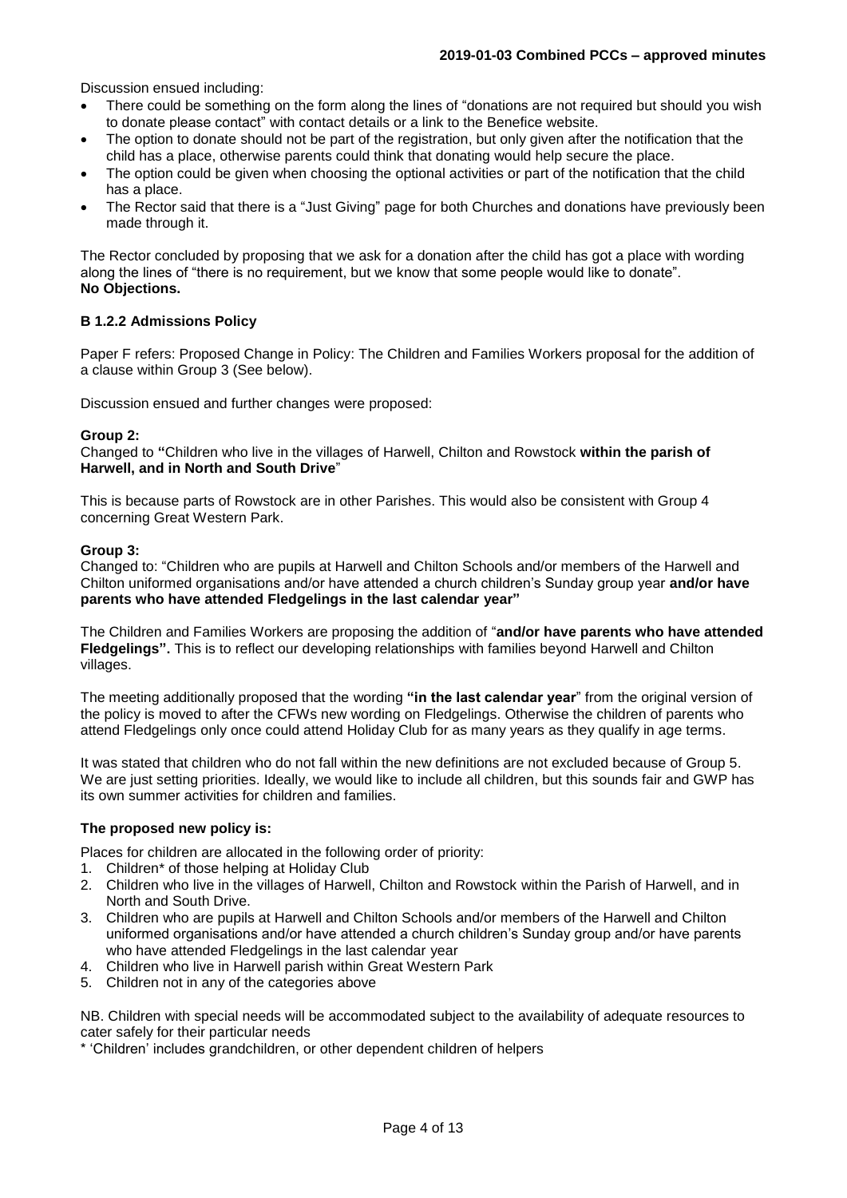Discussion ensued including:

- There could be something on the form along the lines of "donations are not required but should you wish to donate please contact" with contact details or a link to the Benefice website.
- The option to donate should not be part of the registration, but only given after the notification that the child has a place, otherwise parents could think that donating would help secure the place.
- The option could be given when choosing the optional activities or part of the notification that the child has a place.
- The Rector said that there is a "Just Giving" page for both Churches and donations have previously been made through it.

The Rector concluded by proposing that we ask for a donation after the child has got a place with wording along the lines of "there is no requirement, but we know that some people would like to donate".
**No Objections.**

### B 1.2.2 Admissions Policy

Paper F refers: Proposed Change in Policy: The Children and Families Workers proposal for the addition of a clause within Group 3 (See below).

Discussion ensued and further changes were proposed:

**Group 2:**
Changed to **"**Children who live in the villages of Harwell, Chilton and Rowstock **within the parish of Harwell, and in North and South Drive**"

This is because parts of Rowstock are in other Parishes. This would also be consistent with Group 4 concerning Great Western Park.

**Group 3:**
Changed to: "Children who are pupils at Harwell and Chilton Schools and/or members of the Harwell and Chilton uniformed organisations and/or have attended a church children's Sunday group year **and/or have parents who have attended Fledgelings in the last calendar year"**

The Children and Families Workers are proposing the addition of "**and/or have parents who have attended Fledgelings".** This is to reflect our developing relationships with families beyond Harwell and Chilton villages.

The meeting additionally proposed that the wording **"in the last calendar year**" from the original version of the policy is moved to after the CFWs new wording on Fledgelings. Otherwise the children of parents who attend Fledgelings only once could attend Holiday Club for as many years as they qualify in age terms.

It was stated that children who do not fall within the new definitions are not excluded because of Group 5. We are just setting priorities. Ideally, we would like to include all children, but this sounds fair and GWP has its own summer activities for children and families.

**The proposed new policy is:**

Places for children are allocated in the following order of priority:

1. Children* of those helping at Holiday Club
2. Children who live in the villages of Harwell, Chilton and Rowstock within the Parish of Harwell, and in North and South Drive.
3. Children who are pupils at Harwell and Chilton Schools and/or members of the Harwell and Chilton uniformed organisations and/or have attended a church children's Sunday group and/or have parents who have attended Fledgelings in the last calendar year
4. Children who live in Harwell parish within Great Western Park
5. Children not in any of the categories above

NB. Children with special needs will be accommodated subject to the availability of adequate resources to cater safely for their particular needs

* 'Children' includes grandchildren, or other dependent children of helpers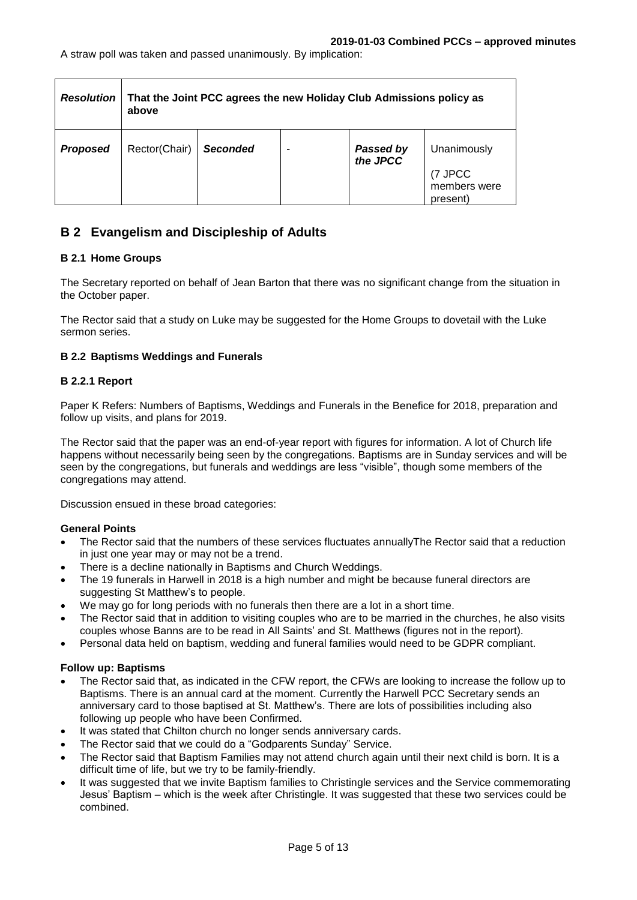A straw poll was taken and passed unanimously. By implication:

| ***Resolution*** | **That the Joint PCC agrees the new Holiday Club Admissions policy as above** | | | | |
|---|---|---|---|---|---|
| ***Proposed*** | Rector(Chair) | ***Seconded*** | - | ***Passed by the JPCC*** | Unanimously (7 JPCC members were present) |

## B 2 Evangelism and Discipleship of Adults

### B 2.1 Home Groups

The Secretary reported on behalf of Jean Barton that there was no significant change from the situation in the October paper.

The Rector said that a study on Luke may be suggested for the Home Groups to dovetail with the Luke sermon series.

### B 2.2 Baptisms Weddings and Funerals

#### B 2.2.1 Report

Paper K Refers: Numbers of Baptisms, Weddings and Funerals in the Benefice for 2018, preparation and follow up visits, and plans for 2019.

The Rector said that the paper was an end-of-year report with figures for information. A lot of Church life happens without necessarily being seen by the congregations. Baptisms are in Sunday services and will be seen by the congregations, but funerals and weddings are less "visible", though some members of the congregations may attend.

Discussion ensued in these broad categories:

**General Points**

- The Rector said that the numbers of these services fluctuates annuallyThe Rector said that a reduction in just one year may or may not be a trend.
- There is a decline nationally in Baptisms and Church Weddings.
- The 19 funerals in Harwell in 2018 is a high number and might be because funeral directors are suggesting St Matthew's to people.
- We may go for long periods with no funerals then there are a lot in a short time.
- The Rector said that in addition to visiting couples who are to be married in the churches, he also visits couples whose Banns are to be read in All Saints' and St. Matthews (figures not in the report).
- Personal data held on baptism, wedding and funeral families would need to be GDPR compliant.

**Follow up: Baptisms**

- The Rector said that, as indicated in the CFW report, the CFWs are looking to increase the follow up to Baptisms. There is an annual card at the moment. Currently the Harwell PCC Secretary sends an anniversary card to those baptised at St. Matthew's. There are lots of possibilities including also following up people who have been Confirmed.
- It was stated that Chilton church no longer sends anniversary cards.
- The Rector said that we could do a "Godparents Sunday" Service.
- The Rector said that Baptism Families may not attend church again until their next child is born. It is a difficult time of life, but we try to be family-friendly.
- It was suggested that we invite Baptism families to Christingle services and the Service commemorating Jesus' Baptism – which is the week after Christingle. It was suggested that these two services could be combined.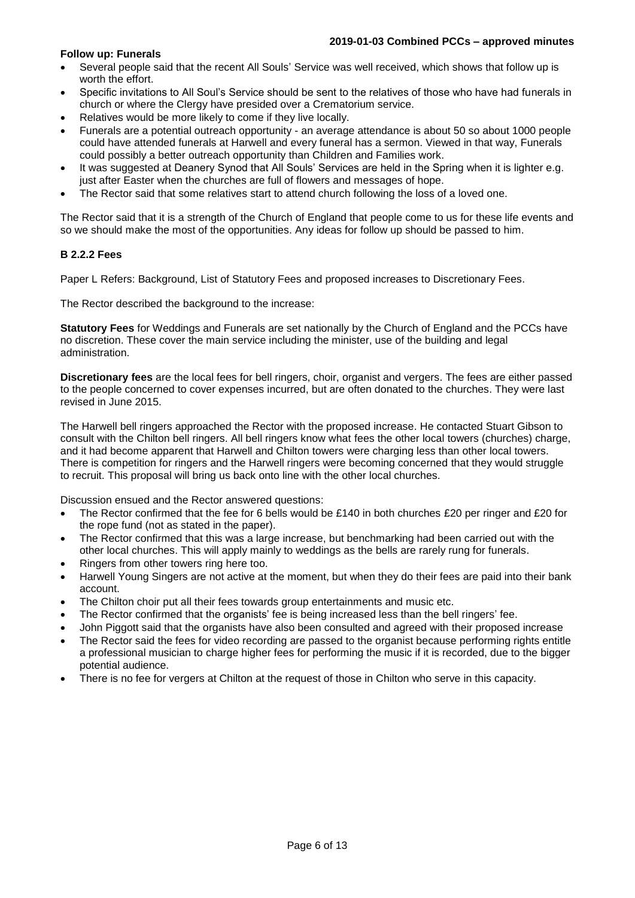**Follow up: Funerals**

- Several people said that the recent All Souls' Service was well received, which shows that follow up is worth the effort.
- Specific invitations to All Soul's Service should be sent to the relatives of those who have had funerals in church or where the Clergy have presided over a Crematorium service.
- Relatives would be more likely to come if they live locally.
- Funerals are a potential outreach opportunity - an average attendance is about 50 so about 1000 people could have attended funerals at Harwell and every funeral has a sermon. Viewed in that way, Funerals could possibly a better outreach opportunity than Children and Families work.
- It was suggested at Deanery Synod that All Souls' Services are held in the Spring when it is lighter e.g. just after Easter when the churches are full of flowers and messages of hope.
- The Rector said that some relatives start to attend church following the loss of a loved one.

The Rector said that it is a strength of the Church of England that people come to us for these life events and so we should make the most of the opportunities. Any ideas for follow up should be passed to him.

### B 2.2.2 Fees

Paper L Refers: Background, List of Statutory Fees and proposed increases to Discretionary Fees.

The Rector described the background to the increase:

**Statutory Fees** for Weddings and Funerals are set nationally by the Church of England and the PCCs have no discretion. These cover the main service including the minister, use of the building and legal administration.

**Discretionary fees** are the local fees for bell ringers, choir, organist and vergers. The fees are either passed to the people concerned to cover expenses incurred, but are often donated to the churches. They were last revised in June 2015.

The Harwell bell ringers approached the Rector with the proposed increase. He contacted Stuart Gibson to consult with the Chilton bell ringers. All bell ringers know what fees the other local towers (churches) charge, and it had become apparent that Harwell and Chilton towers were charging less than other local towers. There is competition for ringers and the Harwell ringers were becoming concerned that they would struggle to recruit. This proposal will bring us back onto line with the other local churches.

Discussion ensued and the Rector answered questions:

- The Rector confirmed that the fee for 6 bells would be £140 in both churches £20 per ringer and £20 for the rope fund (not as stated in the paper).
- The Rector confirmed that this was a large increase, but benchmarking had been carried out with the other local churches. This will apply mainly to weddings as the bells are rarely rung for funerals.
- Ringers from other towers ring here too.
- Harwell Young Singers are not active at the moment, but when they do their fees are paid into their bank account.
- The Chilton choir put all their fees towards group entertainments and music etc.
- The Rector confirmed that the organists' fee is being increased less than the bell ringers' fee.
- John Piggott said that the organists have also been consulted and agreed with their proposed increase
- The Rector said the fees for video recording are passed to the organist because performing rights entitle a professional musician to charge higher fees for performing the music if it is recorded, due to the bigger potential audience.
- There is no fee for vergers at Chilton at the request of those in Chilton who serve in this capacity.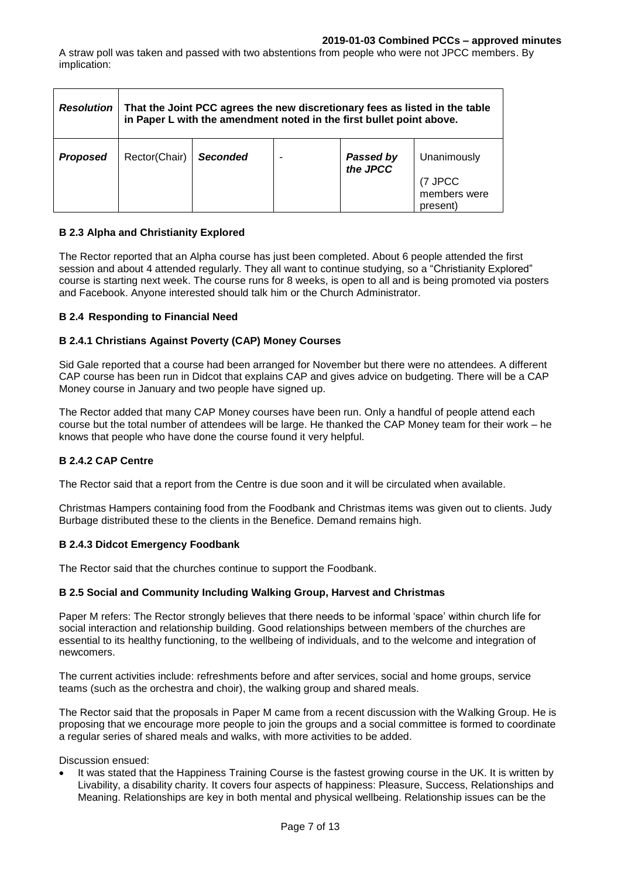A straw poll was taken and passed with two abstentions from people who were not JPCC members. By implication:

| *Resolution* | **That the Joint PCC agrees the new discretionary fees as listed in the table in Paper L with the amendment noted in the first bullet point above.** | | | | |
|---|---|---|---|---|---|
| ***Proposed*** | Rector(Chair) | ***Seconded*** | - | ***Passed by the JPCC*** | Unanimously (7 JPCC members were present) |

### B 2.3 Alpha and Christianity Explored

The Rector reported that an Alpha course has just been completed. About 6 people attended the first session and about 4 attended regularly. They all want to continue studying, so a "Christianity Explored" course is starting next week. The course runs for 8 weeks, is open to all and is being promoted via posters and Facebook. Anyone interested should talk him or the Church Administrator.

### B 2.4 Responding to Financial Need

#### B 2.4.1 Christians Against Poverty (CAP) Money Courses

Sid Gale reported that a course had been arranged for November but there were no attendees. A different CAP course has been run in Didcot that explains CAP and gives advice on budgeting. There will be a CAP Money course in January and two people have signed up.

The Rector added that many CAP Money courses have been run. Only a handful of people attend each course but the total number of attendees will be large. He thanked the CAP Money team for their work – he knows that people who have done the course found it very helpful.

#### B 2.4.2 CAP Centre

The Rector said that a report from the Centre is due soon and it will be circulated when available.

Christmas Hampers containing food from the Foodbank and Christmas items was given out to clients. Judy Burbage distributed these to the clients in the Benefice. Demand remains high.

#### B 2.4.3 Didcot Emergency Foodbank

The Rector said that the churches continue to support the Foodbank.

### B 2.5 Social and Community Including Walking Group, Harvest and Christmas

Paper M refers: The Rector strongly believes that there needs to be informal 'space' within church life for social interaction and relationship building. Good relationships between members of the churches are essential to its healthy functioning, to the wellbeing of individuals, and to the welcome and integration of newcomers.

The current activities include: refreshments before and after services, social and home groups, service teams (such as the orchestra and choir), the walking group and shared meals.

The Rector said that the proposals in Paper M came from a recent discussion with the Walking Group. He is proposing that we encourage more people to join the groups and a social committee is formed to coordinate a regular series of shared meals and walks, with more activities to be added.

Discussion ensued:

- It was stated that the Happiness Training Course is the fastest growing course in the UK. It is written by Livability, a disability charity. It covers four aspects of happiness: Pleasure, Success, Relationships and Meaning. Relationships are key in both mental and physical wellbeing. Relationship issues can be the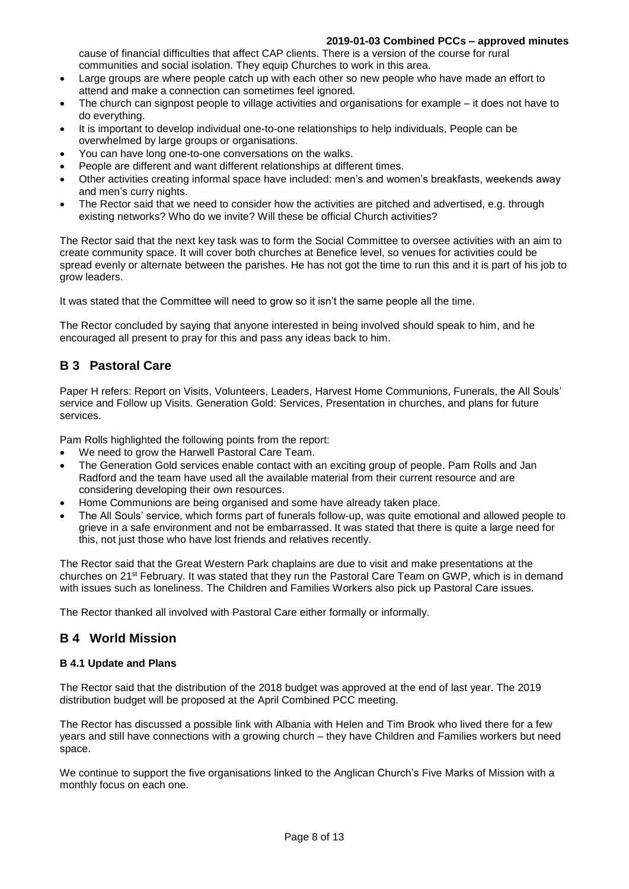cause of financial difficulties that affect CAP clients. There is a version of the course for rural communities and social isolation. They equip Churches to work in this area.

- Large groups are where people catch up with each other so new people who have made an effort to attend and make a connection can sometimes feel ignored.
- The church can signpost people to village activities and organisations for example – it does not have to do everything.
- It is important to develop individual one-to-one relationships to help individuals, People can be overwhelmed by large groups or organisations.
- You can have long one-to-one conversations on the walks.
- People are different and want different relationships at different times.
- Other activities creating informal space have included: men's and women's breakfasts, weekends away and men's curry nights.
- The Rector said that we need to consider how the activities are pitched and advertised, e.g. through existing networks? Who do we invite? Will these be official Church activities?

The Rector said that the next key task was to form the Social Committee to oversee activities with an aim to create community space. It will cover both churches at Benefice level, so venues for activities could be spread evenly or alternate between the parishes. He has not got the time to run this and it is part of his job to grow leaders.

It was stated that the Committee will need to grow so it isn't the same people all the time.

The Rector concluded by saying that anyone interested in being involved should speak to him, and he encouraged all present to pray for this and pass any ideas back to him.

## B 3 Pastoral Care

Paper H refers: Report on Visits, Volunteers, Leaders, Harvest Home Communions, Funerals, the All Souls' service and Follow up Visits. Generation Gold: Services, Presentation in churches, and plans for future services.

Pam Rolls highlighted the following points from the report:

- We need to grow the Harwell Pastoral Care Team.
- The Generation Gold services enable contact with an exciting group of people. Pam Rolls and Jan Radford and the team have used all the available material from their current resource and are considering developing their own resources.
- Home Communions are being organised and some have already taken place.
- The All Souls' service, which forms part of funerals follow-up, was quite emotional and allowed people to grieve in a safe environment and not be embarrassed. It was stated that there is quite a large need for this, not just those who have lost friends and relatives recently.

The Rector said that the Great Western Park chaplains are due to visit and make presentations at the churches on 21st February. It was stated that they run the Pastoral Care Team on GWP, which is in demand with issues such as loneliness. The Children and Families Workers also pick up Pastoral Care issues.

The Rector thanked all involved with Pastoral Care either formally or informally.

## B 4 World Mission

### B 4.1 Update and Plans

The Rector said that the distribution of the 2018 budget was approved at the end of last year. The 2019 distribution budget will be proposed at the April Combined PCC meeting.

The Rector has discussed a possible link with Albania with Helen and Tim Brook who lived there for a few years and still have connections with a growing church – they have Children and Families workers but need space.

We continue to support the five organisations linked to the Anglican Church's Five Marks of Mission with a monthly focus on each one.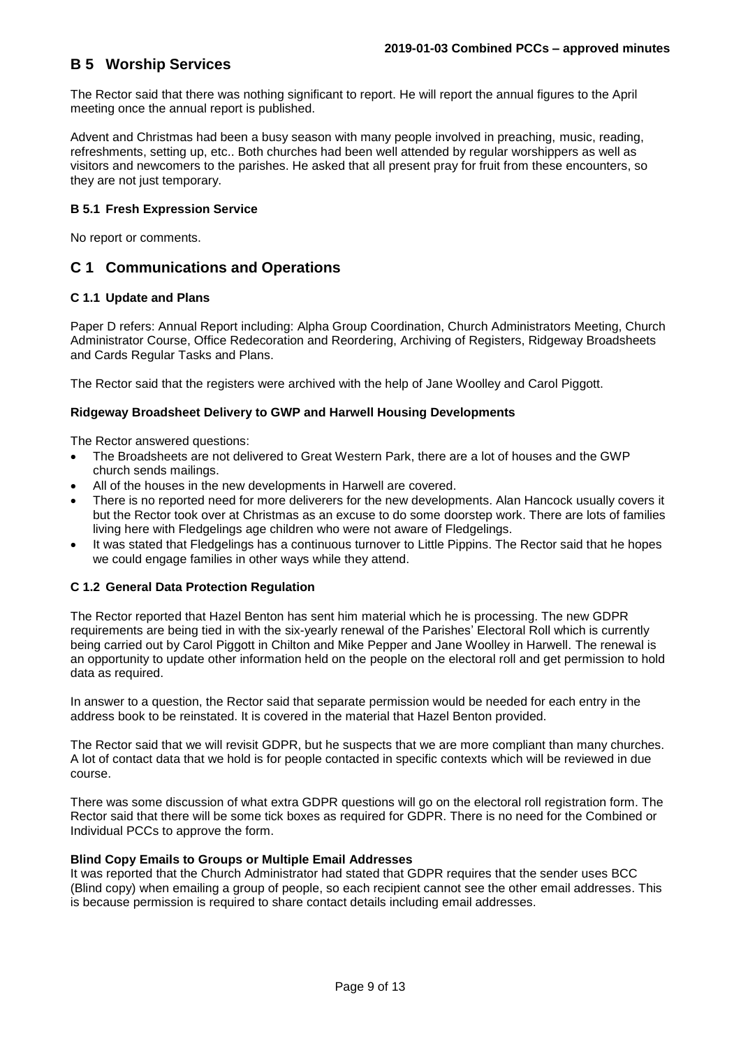## B 5 Worship Services

The Rector said that there was nothing significant to report. He will report the annual figures to the April meeting once the annual report is published.

Advent and Christmas had been a busy season with many people involved in preaching, music, reading, refreshments, setting up, etc.. Both churches had been well attended by regular worshippers as well as visitors and newcomers to the parishes. He asked that all present pray for fruit from these encounters, so they are not just temporary.

### B 5.1 Fresh Expression Service

No report or comments.

## C 1 Communications and Operations

### C 1.1 Update and Plans

Paper D refers: Annual Report including: Alpha Group Coordination, Church Administrators Meeting, Church Administrator Course, Office Redecoration and Reordering, Archiving of Registers, Ridgeway Broadsheets and Cards Regular Tasks and Plans.

The Rector said that the registers were archived with the help of Jane Woolley and Carol Piggott.

**Ridgeway Broadsheet Delivery to GWP and Harwell Housing Developments**

The Rector answered questions:

- The Broadsheets are not delivered to Great Western Park, there are a lot of houses and the GWP church sends mailings.
- All of the houses in the new developments in Harwell are covered.
- There is no reported need for more deliverers for the new developments. Alan Hancock usually covers it but the Rector took over at Christmas as an excuse to do some doorstep work. There are lots of families living here with Fledgelings age children who were not aware of Fledgelings.
- It was stated that Fledgelings has a continuous turnover to Little Pippins. The Rector said that he hopes we could engage families in other ways while they attend.

### C 1.2 General Data Protection Regulation

The Rector reported that Hazel Benton has sent him material which he is processing. The new GDPR requirements are being tied in with the six-yearly renewal of the Parishes' Electoral Roll which is currently being carried out by Carol Piggott in Chilton and Mike Pepper and Jane Woolley in Harwell. The renewal is an opportunity to update other information held on the people on the electoral roll and get permission to hold data as required.

In answer to a question, the Rector said that separate permission would be needed for each entry in the address book to be reinstated. It is covered in the material that Hazel Benton provided.

The Rector said that we will revisit GDPR, but he suspects that we are more compliant than many churches. A lot of contact data that we hold is for people contacted in specific contexts which will be reviewed in due course.

There was some discussion of what extra GDPR questions will go on the electoral roll registration form. The Rector said that there will be some tick boxes as required for GDPR. There is no need for the Combined or Individual PCCs to approve the form.

**Blind Copy Emails to Groups or Multiple Email Addresses**

It was reported that the Church Administrator had stated that GDPR requires that the sender uses BCC (Blind copy) when emailing a group of people, so each recipient cannot see the other email addresses. This is because permission is required to share contact details including email addresses.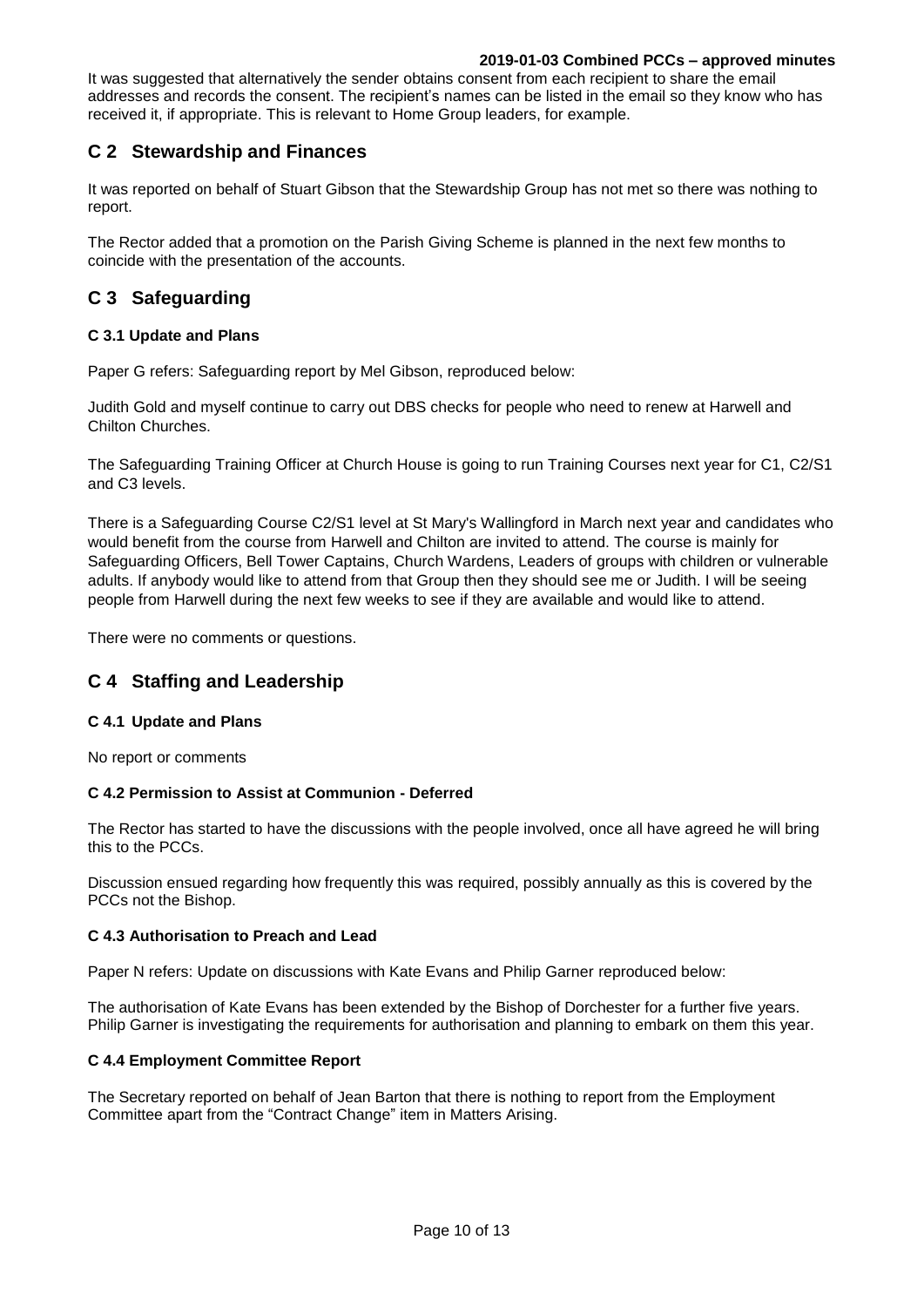It was suggested that alternatively the sender obtains consent from each recipient to share the email addresses and records the consent. The recipient's names can be listed in the email so they know who has received it, if appropriate. This is relevant to Home Group leaders, for example.

## C 2 Stewardship and Finances

It was reported on behalf of Stuart Gibson that the Stewardship Group has not met so there was nothing to report.

The Rector added that a promotion on the Parish Giving Scheme is planned in the next few months to coincide with the presentation of the accounts.

## C 3 Safeguarding

### C 3.1 Update and Plans

Paper G refers: Safeguarding report by Mel Gibson, reproduced below:

Judith Gold and myself continue to carry out DBS checks for people who need to renew at Harwell and Chilton Churches.

The Safeguarding Training Officer at Church House is going to run Training Courses next year for C1, C2/S1 and C3 levels.

There is a Safeguarding Course C2/S1 level at St Mary's Wallingford in March next year and candidates who would benefit from the course from Harwell and Chilton are invited to attend. The course is mainly for Safeguarding Officers, Bell Tower Captains, Church Wardens, Leaders of groups with children or vulnerable adults. If anybody would like to attend from that Group then they should see me or Judith. I will be seeing people from Harwell during the next few weeks to see if they are available and would like to attend.

There were no comments or questions.

## C 4 Staffing and Leadership

### C 4.1 Update and Plans

No report or comments

### C 4.2 Permission to Assist at Communion - Deferred

The Rector has started to have the discussions with the people involved, once all have agreed he will bring this to the PCCs.

Discussion ensued regarding how frequently this was required, possibly annually as this is covered by the PCCs not the Bishop.

### C 4.3 Authorisation to Preach and Lead

Paper N refers: Update on discussions with Kate Evans and Philip Garner reproduced below:

The authorisation of Kate Evans has been extended by the Bishop of Dorchester for a further five years. Philip Garner is investigating the requirements for authorisation and planning to embark on them this year.

### C 4.4 Employment Committee Report

The Secretary reported on behalf of Jean Barton that there is nothing to report from the Employment Committee apart from the "Contract Change" item in Matters Arising.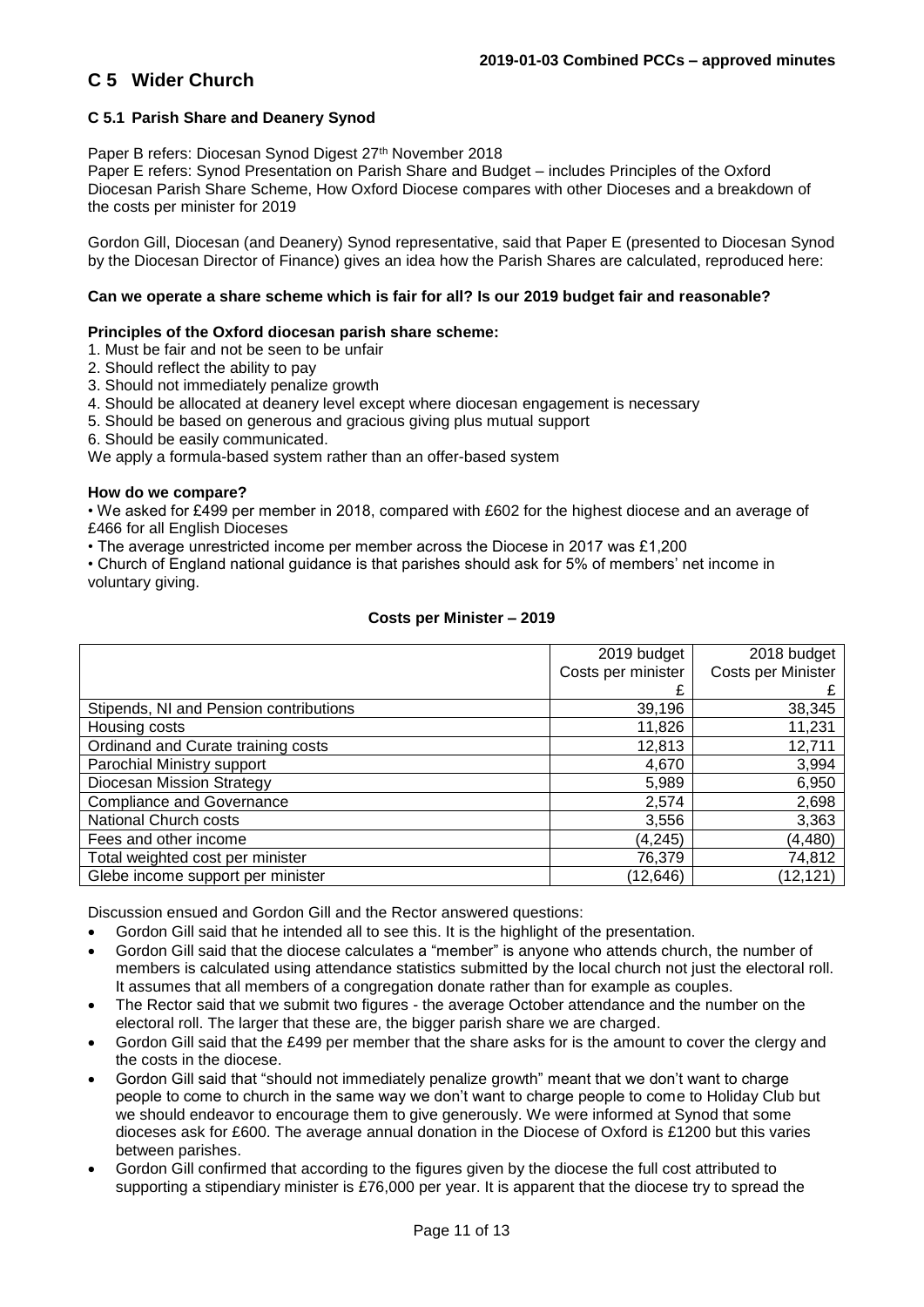# C 5 Wider Church

## C 5.1 Parish Share and Deanery Synod

Paper B refers: Diocesan Synod Digest 27th November 2018
Paper E refers: Synod Presentation on Parish Share and Budget – includes Principles of the Oxford Diocesan Parish Share Scheme, How Oxford Diocese compares with other Dioceses and a breakdown of the costs per minister for 2019

Gordon Gill, Diocesan (and Deanery) Synod representative, said that Paper E (presented to Diocesan Synod by the Diocesan Director of Finance) gives an idea how the Parish Shares are calculated, reproduced here:

**Can we operate a share scheme which is fair for all? Is our 2019 budget fair and reasonable?**

**Principles of the Oxford diocesan parish share scheme:**

1. Must be fair and not be seen to be unfair
2. Should reflect the ability to pay
3. Should not immediately penalize growth
4. Should be allocated at deanery level except where diocesan engagement is necessary
5. Should be based on generous and gracious giving plus mutual support
6. Should be easily communicated.

We apply a formula-based system rather than an offer-based system

**How do we compare?**

- We asked for £499 per member in 2018, compared with £602 for the highest diocese and an average of £466 for all English Dioceses
- The average unrestricted income per member across the Diocese in 2017 was £1,200
- Church of England national guidance is that parishes should ask for 5% of members' net income in voluntary giving.

**Costs per Minister – 2019**

| | 2019 budget Costs per minister £ | 2018 budget Costs per Minister £ |
|---|---|---|
| Stipends, NI and Pension contributions | 39,196 | 38,345 |
| Housing costs | 11,826 | 11,231 |
| Ordinand and Curate training costs | 12,813 | 12,711 |
| Parochial Ministry support | 4,670 | 3,994 |
| Diocesan Mission Strategy | 5,989 | 6,950 |
| Compliance and Governance | 2,574 | 2,698 |
| National Church costs | 3,556 | 3,363 |
| Fees and other income | (4,245) | (4,480) |
| Total weighted cost per minister | 76,379 | 74,812 |
| Glebe income support per minister | (12,646) | (12,121) |

Discussion ensued and Gordon Gill and the Rector answered questions:

- Gordon Gill said that he intended all to see this. It is the highlight of the presentation.
- Gordon Gill said that the diocese calculates a "member" is anyone who attends church, the number of members is calculated using attendance statistics submitted by the local church not just the electoral roll. It assumes that all members of a congregation donate rather than for example as couples.
- The Rector said that we submit two figures - the average October attendance and the number on the electoral roll. The larger that these are, the bigger parish share we are charged.
- Gordon Gill said that the £499 per member that the share asks for is the amount to cover the clergy and the costs in the diocese.
- Gordon Gill said that "should not immediately penalize growth" meant that we don't want to charge people to come to church in the same way we don't want to charge people to come to Holiday Club but we should endeavor to encourage them to give generously. We were informed at Synod that some dioceses ask for £600. The average annual donation in the Diocese of Oxford is £1200 but this varies between parishes.
- Gordon Gill confirmed that according to the figures given by the diocese the full cost attributed to supporting a stipendiary minister is £76,000 per year. It is apparent that the diocese try to spread the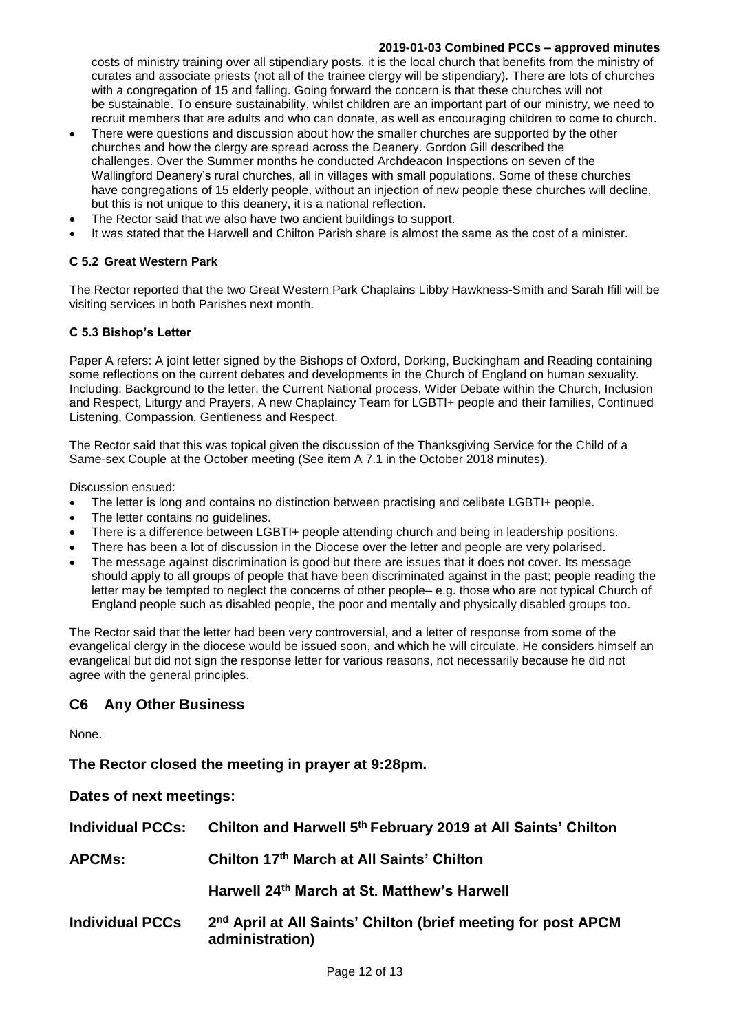costs of ministry training over all stipendiary posts, it is the local church that benefits from the ministry of curates and associate priests (not all of the trainee clergy will be stipendiary). There are lots of churches with a congregation of 15 and falling. Going forward the concern is that these churches will not be sustainable. To ensure sustainability, whilst children are an important part of our ministry, we need to recruit members that are adults and who can donate, as well as encouraging children to come to church.

- There were questions and discussion about how the smaller churches are supported by the other churches and how the clergy are spread across the Deanery. Gordon Gill described the challenges. Over the Summer months he conducted Archdeacon Inspections on seven of the Wallingford Deanery's rural churches, all in villages with small populations. Some of these churches have congregations of 15 elderly people, without an injection of new people these churches will decline, but this is not unique to this deanery, it is a national reflection.
- The Rector said that we also have two ancient buildings to support.
- It was stated that the Harwell and Chilton Parish share is almost the same as the cost of a minister.

#### C 5.2 Great Western Park

The Rector reported that the two Great Western Park Chaplains Libby Hawkness-Smith and Sarah Ifill will be visiting services in both Parishes next month.

#### C 5.3 Bishop's Letter

Paper A refers: A joint letter signed by the Bishops of Oxford, Dorking, Buckingham and Reading containing some reflections on the current debates and developments in the Church of England on human sexuality. Including: Background to the letter, the Current National process, Wider Debate within the Church, Inclusion and Respect, Liturgy and Prayers, A new Chaplaincy Team for LGBTI+ people and their families, Continued Listening, Compassion, Gentleness and Respect.

The Rector said that this was topical given the discussion of the Thanksgiving Service for the Child of a Same-sex Couple at the October meeting (See item A 7.1 in the October 2018 minutes).

Discussion ensued:

- The letter is long and contains no distinction between practising and celibate LGBTI+ people.
- The letter contains no guidelines.
- There is a difference between LGBTI+ people attending church and being in leadership positions.
- There has been a lot of discussion in the Diocese over the letter and people are very polarised.
- The message against discrimination is good but there are issues that it does not cover. Its message should apply to all groups of people that have been discriminated against in the past; people reading the letter may be tempted to neglect the concerns of other people– e.g. those who are not typical Church of England people such as disabled people, the poor and mentally and physically disabled groups too.

The Rector said that the letter had been very controversial, and a letter of response from some of the evangelical clergy in the diocese would be issued soon, and which he will circulate. He considers himself an evangelical but did not sign the response letter for various reasons, not necessarily because he did not agree with the general principles.

## C6 Any Other Business

None.

### The Rector closed the meeting in prayer at 9:28pm.

### Dates of next meetings:

**Individual PCCs:** **Chilton and Harwell 5th February 2019 at All Saints' Chilton**

**APCMs:** **Chilton 17th March at All Saints' Chilton**

**Harwell 24th March at St. Matthew's Harwell**

**Individual PCCs** **2nd April at All Saints' Chilton (brief meeting for post APCM administration)**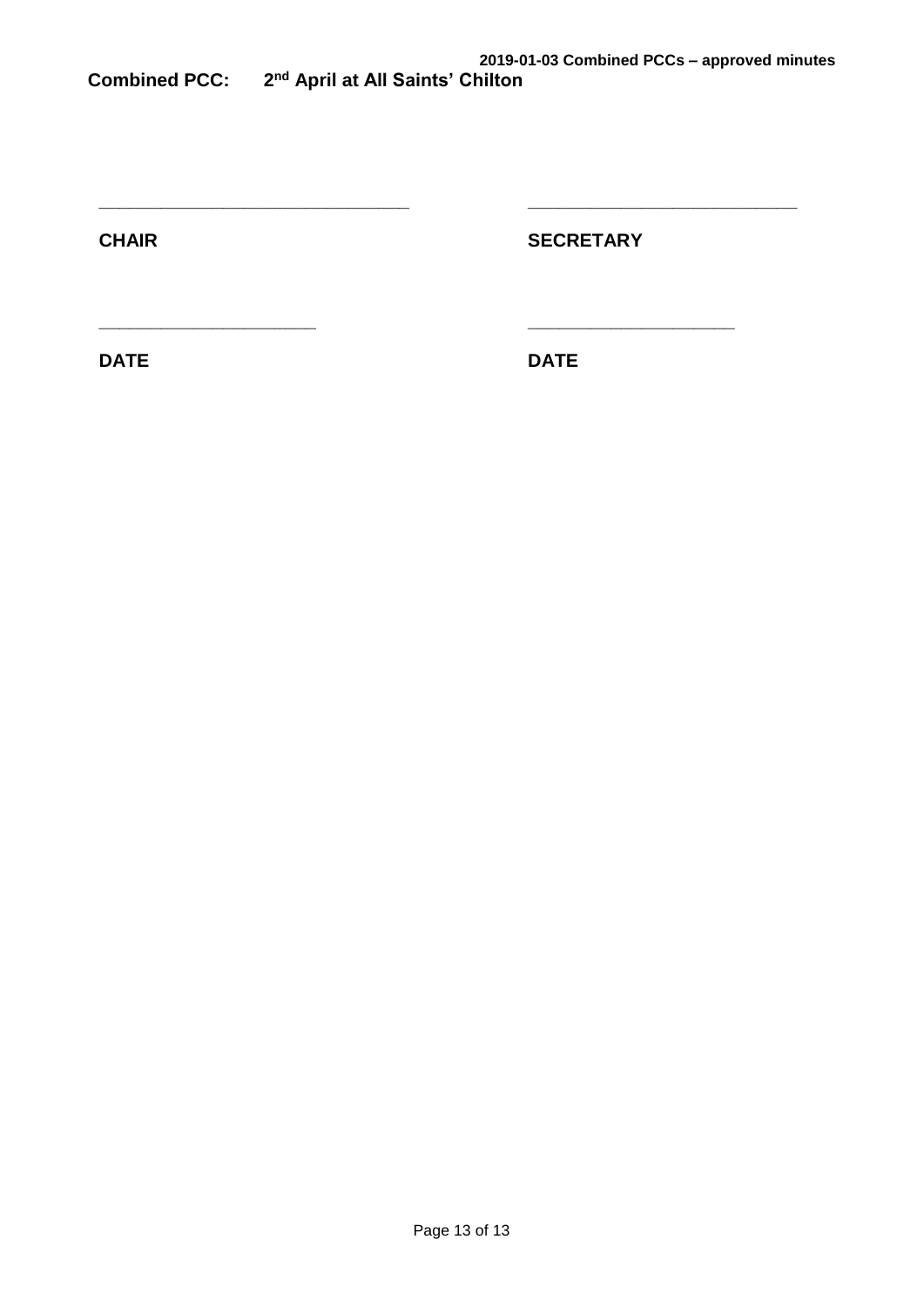______________________________ ______________________________

**CHAIR** **SECRETARY**

______________________ ______________________

**DATE** **DATE**